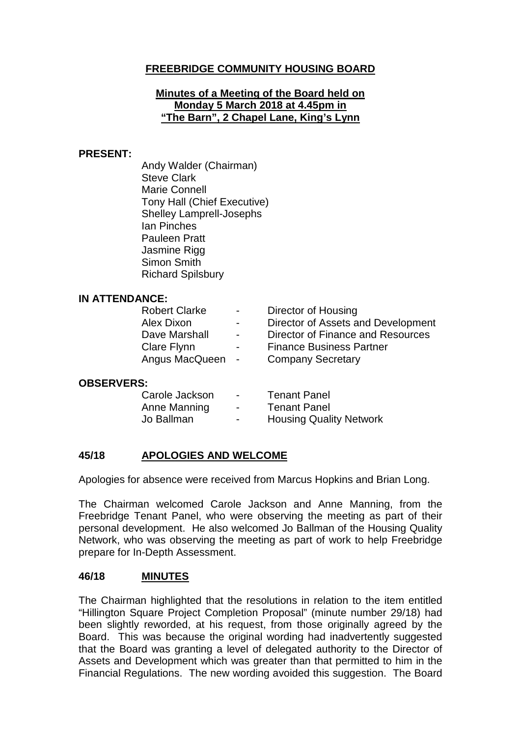# FREEBRIDGE COMMUNITY HOUSING BOARD

**Minutes of a Meeting of the Board held on Monday 5 March 2018 at 4.45pm in "The Barn", 2 Chapel Lane, King's Lynn**

**PRESENT:**

Andy Walder (Chairman)
Steve Clark
Marie Connell
Tony Hall (Chief Executive)
Shelley Lamprell-Josephs
Ian Pinches
Pauleen Pratt
Jasmine Rigg
Simon Smith
Richard Spilsbury

**IN ATTENDANCE:**

| | | |
|---|---|---|
| Robert Clarke | - | Director of Housing |
| Alex Dixon | - | Director of Assets and Development |
| Dave Marshall | - | Director of Finance and Resources |
| Clare Flynn | - | Finance Business Partner |
| Angus MacQueen | - | Company Secretary |

**OBSERVERS:**

| | | |
|---|---|---|
| Carole Jackson | - | Tenant Panel |
| Anne Manning | - | Tenant Panel |
| Jo Ballman | - | Housing Quality Network |

## 45/18 APOLOGIES AND WELCOME

Apologies for absence were received from Marcus Hopkins and Brian Long.

The Chairman welcomed Carole Jackson and Anne Manning, from the Freebridge Tenant Panel, who were observing the meeting as part of their personal development. He also welcomed Jo Ballman of the Housing Quality Network, who was observing the meeting as part of work to help Freebridge prepare for In-Depth Assessment.

## 46/18 MINUTES

The Chairman highlighted that the resolutions in relation to the item entitled "Hillington Square Project Completion Proposal" (minute number 29/18) had been slightly reworded, at his request, from those originally agreed by the Board. This was because the original wording had inadvertently suggested that the Board was granting a level of delegated authority to the Director of Assets and Development which was greater than that permitted to him in the Financial Regulations. The new wording avoided this suggestion. The Board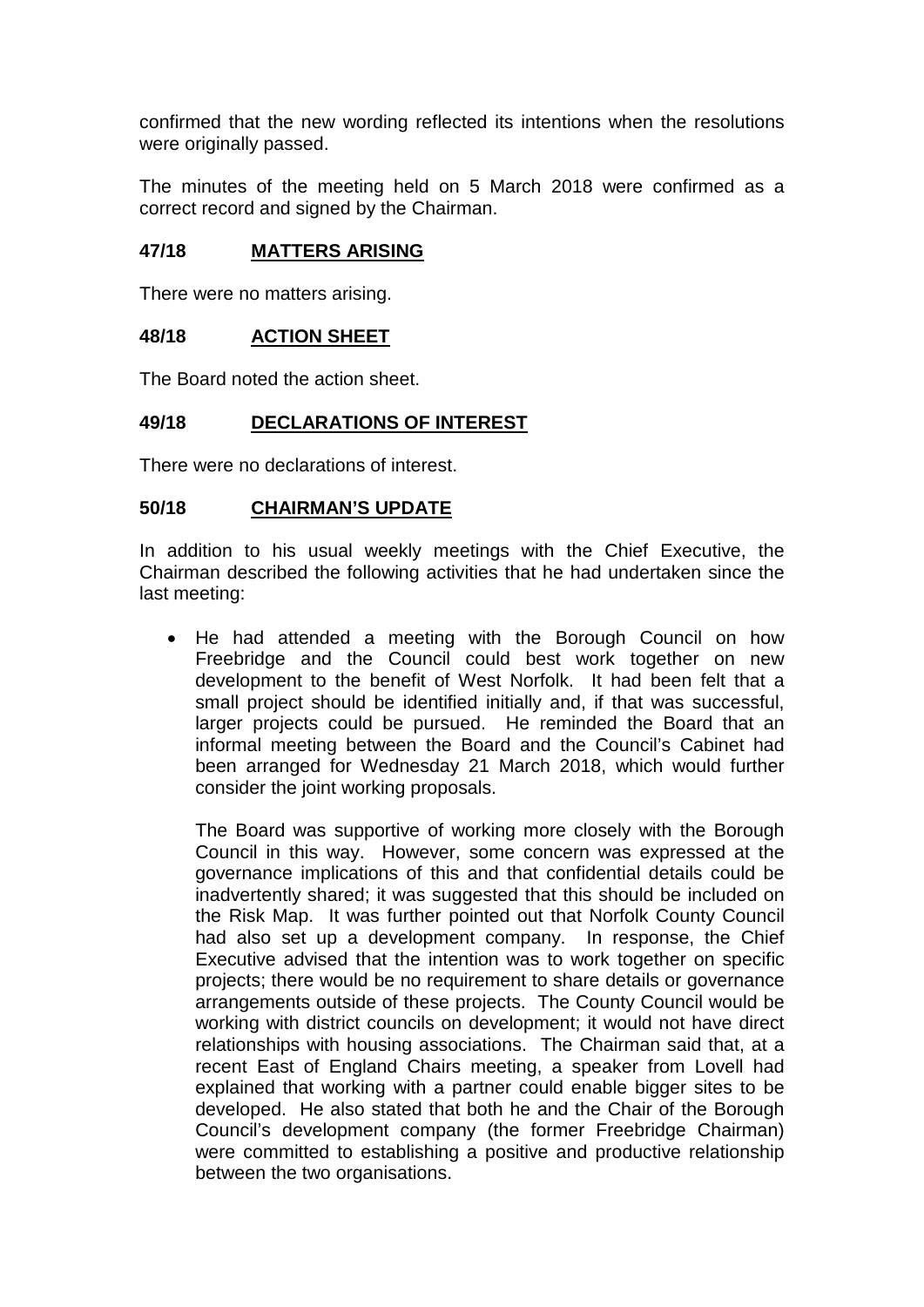confirmed that the new wording reflected its intentions when the resolutions were originally passed.

The minutes of the meeting held on 5 March 2018 were confirmed as a correct record and signed by the Chairman.

## 47/18 MATTERS ARISING

There were no matters arising.

## 48/18 ACTION SHEET

The Board noted the action sheet.

## 49/18 DECLARATIONS OF INTEREST

There were no declarations of interest.

## 50/18 CHAIRMAN'S UPDATE

In addition to his usual weekly meetings with the Chief Executive, the Chairman described the following activities that he had undertaken since the last meeting:

- He had attended a meeting with the Borough Council on how Freebridge and the Council could best work together on new development to the benefit of West Norfolk. It had been felt that a small project should be identified initially and, if that was successful, larger projects could be pursued. He reminded the Board that an informal meeting between the Board and the Council's Cabinet had been arranged for Wednesday 21 March 2018, which would further consider the joint working proposals.

  The Board was supportive of working more closely with the Borough Council in this way. However, some concern was expressed at the governance implications of this and that confidential details could be inadvertently shared; it was suggested that this should be included on the Risk Map. It was further pointed out that Norfolk County Council had also set up a development company. In response, the Chief Executive advised that the intention was to work together on specific projects; there would be no requirement to share details or governance arrangements outside of these projects. The County Council would be working with district councils on development; it would not have direct relationships with housing associations. The Chairman said that, at a recent East of England Chairs meeting, a speaker from Lovell had explained that working with a partner could enable bigger sites to be developed. He also stated that both he and the Chair of the Borough Council's development company (the former Freebridge Chairman) were committed to establishing a positive and productive relationship between the two organisations.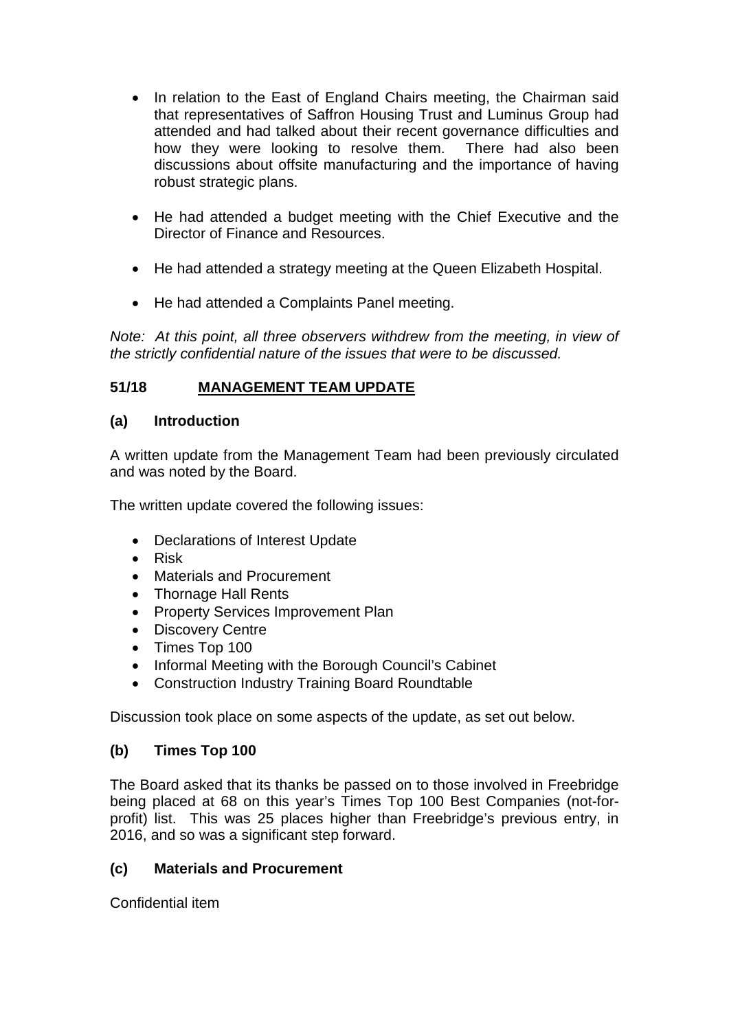- In relation to the East of England Chairs meeting, the Chairman said that representatives of Saffron Housing Trust and Luminus Group had attended and had talked about their recent governance difficulties and how they were looking to resolve them. There had also been discussions about offsite manufacturing and the importance of having robust strategic plans.

- He had attended a budget meeting with the Chief Executive and the Director of Finance and Resources.

- He had attended a strategy meeting at the Queen Elizabeth Hospital.

- He had attended a Complaints Panel meeting.

*Note: At this point, all three observers withdrew from the meeting, in view of the strictly confidential nature of the issues that were to be discussed.*

## 51/18 <u>MANAGEMENT TEAM UPDATE</u>

### (a) Introduction

A written update from the Management Team had been previously circulated and was noted by the Board.

The written update covered the following issues:

- Declarations of Interest Update
- Risk
- Materials and Procurement
- Thornage Hall Rents
- Property Services Improvement Plan
- Discovery Centre
- Times Top 100
- Informal Meeting with the Borough Council's Cabinet
- Construction Industry Training Board Roundtable

Discussion took place on some aspects of the update, as set out below.

### (b) Times Top 100

The Board asked that its thanks be passed on to those involved in Freebridge being placed at 68 on this year's Times Top 100 Best Companies (not-for-profit) list. This was 25 places higher than Freebridge's previous entry, in 2016, and so was a significant step forward.

### (c) Materials and Procurement

Confidential item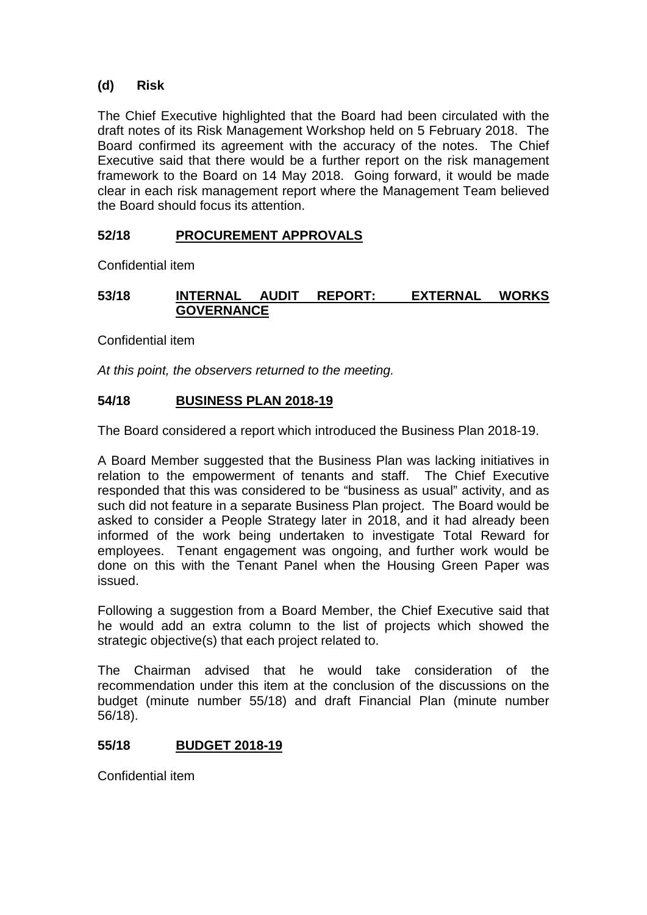### (d) Risk

The Chief Executive highlighted that the Board had been circulated with the draft notes of its Risk Management Workshop held on 5 February 2018. The Board confirmed its agreement with the accuracy of the notes. The Chief Executive said that there would be a further report on the risk management framework to the Board on 14 May 2018. Going forward, it would be made clear in each risk management report where the Management Team believed the Board should focus its attention.

## 52/18 PROCUREMENT APPROVALS

Confidential item

## 53/18 INTERNAL AUDIT REPORT: EXTERNAL WORKS GOVERNANCE

Confidential item

*At this point, the observers returned to the meeting.*

## 54/18 BUSINESS PLAN 2018-19

The Board considered a report which introduced the Business Plan 2018-19.

A Board Member suggested that the Business Plan was lacking initiatives in relation to the empowerment of tenants and staff. The Chief Executive responded that this was considered to be "business as usual" activity, and as such did not feature in a separate Business Plan project. The Board would be asked to consider a People Strategy later in 2018, and it had already been informed of the work being undertaken to investigate Total Reward for employees. Tenant engagement was ongoing, and further work would be done on this with the Tenant Panel when the Housing Green Paper was issued.

Following a suggestion from a Board Member, the Chief Executive said that he would add an extra column to the list of projects which showed the strategic objective(s) that each project related to.

The Chairman advised that he would take consideration of the recommendation under this item at the conclusion of the discussions on the budget (minute number 55/18) and draft Financial Plan (minute number 56/18).

## 55/18 BUDGET 2018-19

Confidential item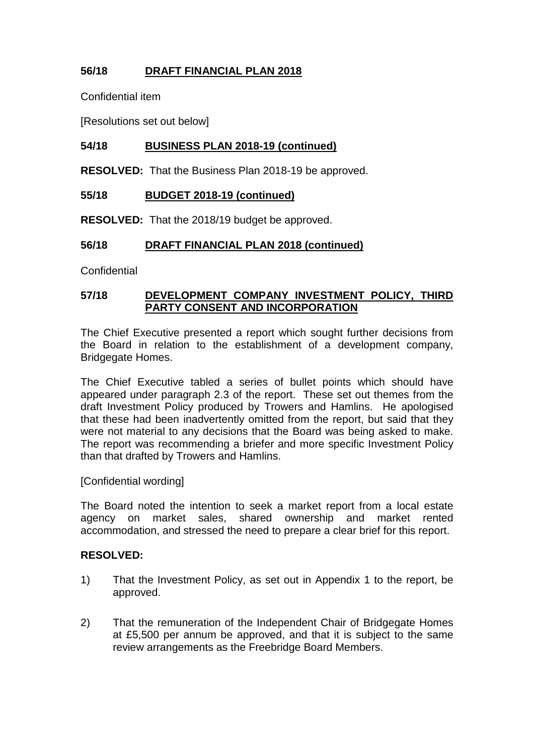## 56/18 DRAFT FINANCIAL PLAN 2018

Confidential item

[Resolutions set out below]

## 54/18 BUSINESS PLAN 2018-19 (continued)

**RESOLVED:** That the Business Plan 2018-19 be approved.

## 55/18 BUDGET 2018-19 (continued)

**RESOLVED:** That the 2018/19 budget be approved.

## 56/18 DRAFT FINANCIAL PLAN 2018 (continued)

Confidential

## 57/18 DEVELOPMENT COMPANY INVESTMENT POLICY, THIRD PARTY CONSENT AND INCORPORATION

The Chief Executive presented a report which sought further decisions from the Board in relation to the establishment of a development company, Bridgegate Homes.

The Chief Executive tabled a series of bullet points which should have appeared under paragraph 2.3 of the report. These set out themes from the draft Investment Policy produced by Trowers and Hamlins. He apologised that these had been inadvertently omitted from the report, but said that they were not material to any decisions that the Board was being asked to make. The report was recommending a briefer and more specific Investment Policy than that drafted by Trowers and Hamlins.

[Confidential wording]

The Board noted the intention to seek a market report from a local estate agency on market sales, shared ownership and market rented accommodation, and stressed the need to prepare a clear brief for this report.

**RESOLVED:**

1) That the Investment Policy, as set out in Appendix 1 to the report, be approved.

2) That the remuneration of the Independent Chair of Bridgegate Homes at £5,500 per annum be approved, and that it is subject to the same review arrangements as the Freebridge Board Members.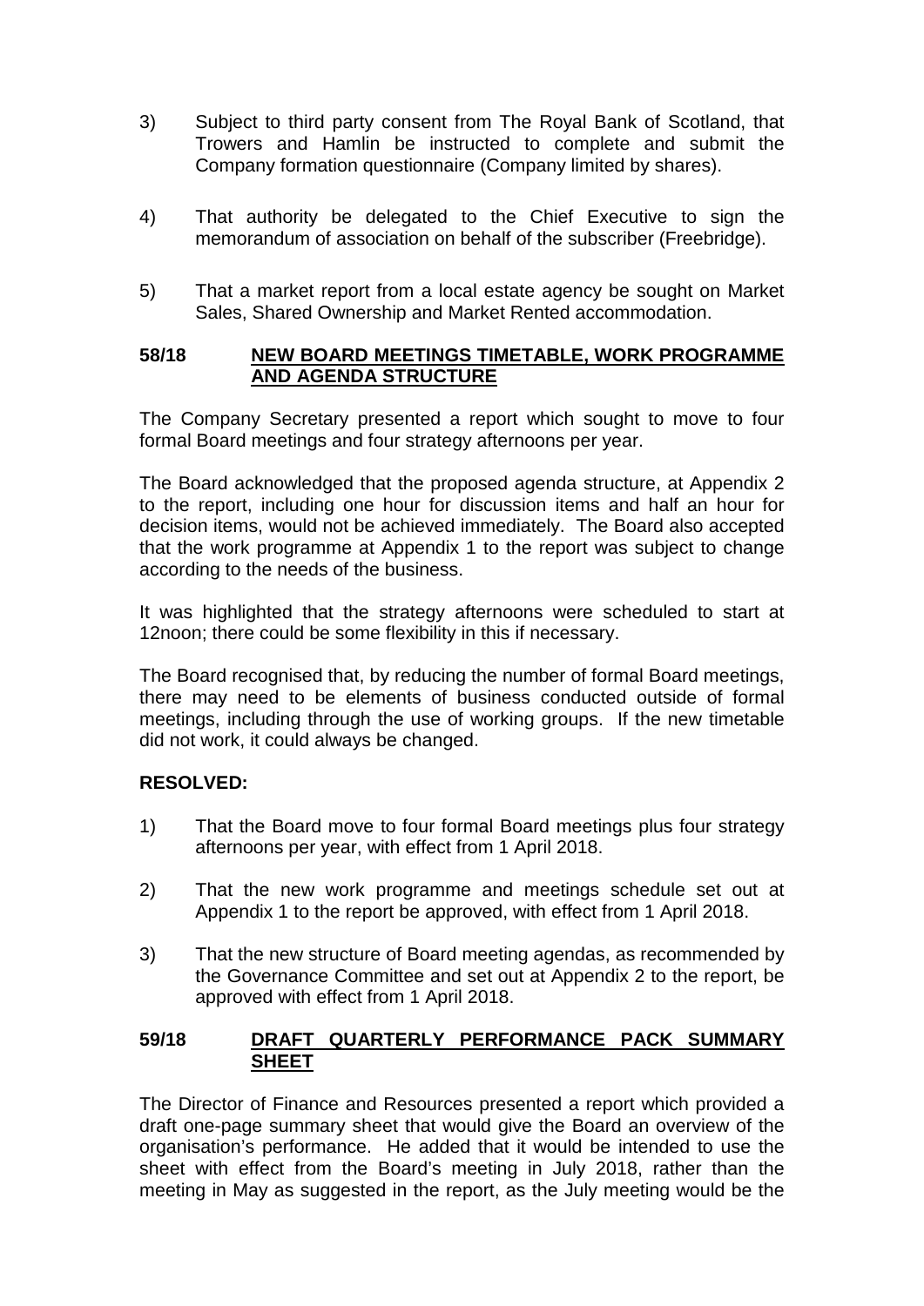3) Subject to third party consent from The Royal Bank of Scotland, that Trowers and Hamlin be instructed to complete and submit the Company formation questionnaire (Company limited by shares).

4) That authority be delegated to the Chief Executive to sign the memorandum of association on behalf of the subscriber (Freebridge).

5) That a market report from a local estate agency be sought on Market Sales, Shared Ownership and Market Rented accommodation.

## 58/18 NEW BOARD MEETINGS TIMETABLE, WORK PROGRAMME AND AGENDA STRUCTURE

The Company Secretary presented a report which sought to move to four formal Board meetings and four strategy afternoons per year.

The Board acknowledged that the proposed agenda structure, at Appendix 2 to the report, including one hour for discussion items and half an hour for decision items, would not be achieved immediately. The Board also accepted that the work programme at Appendix 1 to the report was subject to change according to the needs of the business.

It was highlighted that the strategy afternoons were scheduled to start at 12noon; there could be some flexibility in this if necessary.

The Board recognised that, by reducing the number of formal Board meetings, there may need to be elements of business conducted outside of formal meetings, including through the use of working groups. If the new timetable did not work, it could always be changed.

**RESOLVED:**

1) That the Board move to four formal Board meetings plus four strategy afternoons per year, with effect from 1 April 2018.

2) That the new work programme and meetings schedule set out at Appendix 1 to the report be approved, with effect from 1 April 2018.

3) That the new structure of Board meeting agendas, as recommended by the Governance Committee and set out at Appendix 2 to the report, be approved with effect from 1 April 2018.

## 59/18 DRAFT QUARTERLY PERFORMANCE PACK SUMMARY SHEET

The Director of Finance and Resources presented a report which provided a draft one-page summary sheet that would give the Board an overview of the organisation's performance. He added that it would be intended to use the sheet with effect from the Board's meeting in July 2018, rather than the meeting in May as suggested in the report, as the July meeting would be the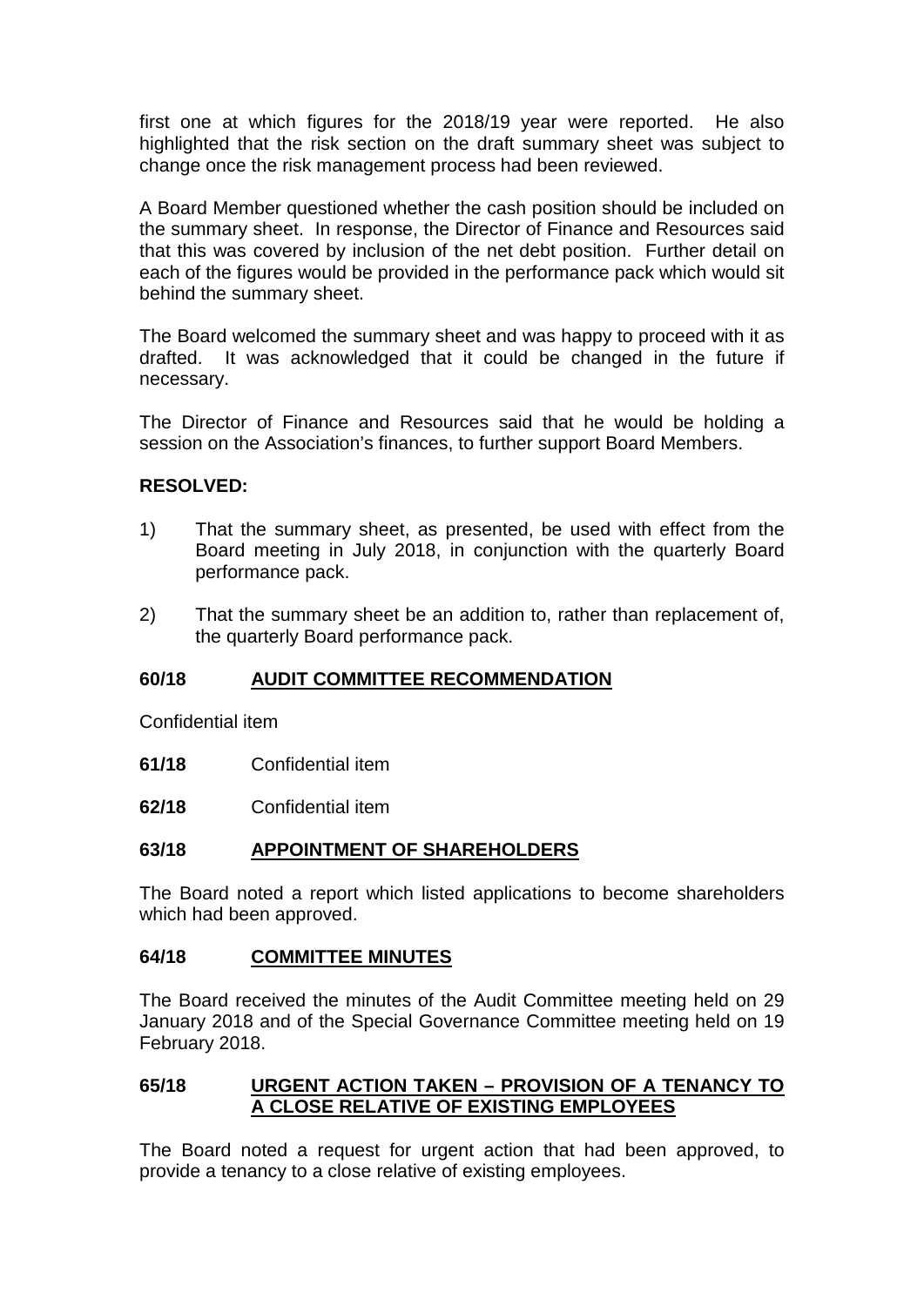first one at which figures for the 2018/19 year were reported. He also highlighted that the risk section on the draft summary sheet was subject to change once the risk management process had been reviewed.

A Board Member questioned whether the cash position should be included on the summary sheet. In response, the Director of Finance and Resources said that this was covered by inclusion of the net debt position. Further detail on each of the figures would be provided in the performance pack which would sit behind the summary sheet.

The Board welcomed the summary sheet and was happy to proceed with it as drafted. It was acknowledged that it could be changed in the future if necessary.

The Director of Finance and Resources said that he would be holding a session on the Association's finances, to further support Board Members.

**RESOLVED:**

1) That the summary sheet, as presented, be used with effect from the Board meeting in July 2018, in conjunction with the quarterly Board performance pack.

2) That the summary sheet be an addition to, rather than replacement of, the quarterly Board performance pack.

**60/18 AUDIT COMMITTEE RECOMMENDATION**

Confidential item

**61/18** Confidential item

**62/18** Confidential item

**63/18 APPOINTMENT OF SHAREHOLDERS**

The Board noted a report which listed applications to become shareholders which had been approved.

**64/18 COMMITTEE MINUTES**

The Board received the minutes of the Audit Committee meeting held on 29 January 2018 and of the Special Governance Committee meeting held on 19 February 2018.

**65/18 URGENT ACTION TAKEN – PROVISION OF A TENANCY TO A CLOSE RELATIVE OF EXISTING EMPLOYEES**

The Board noted a request for urgent action that had been approved, to provide a tenancy to a close relative of existing employees.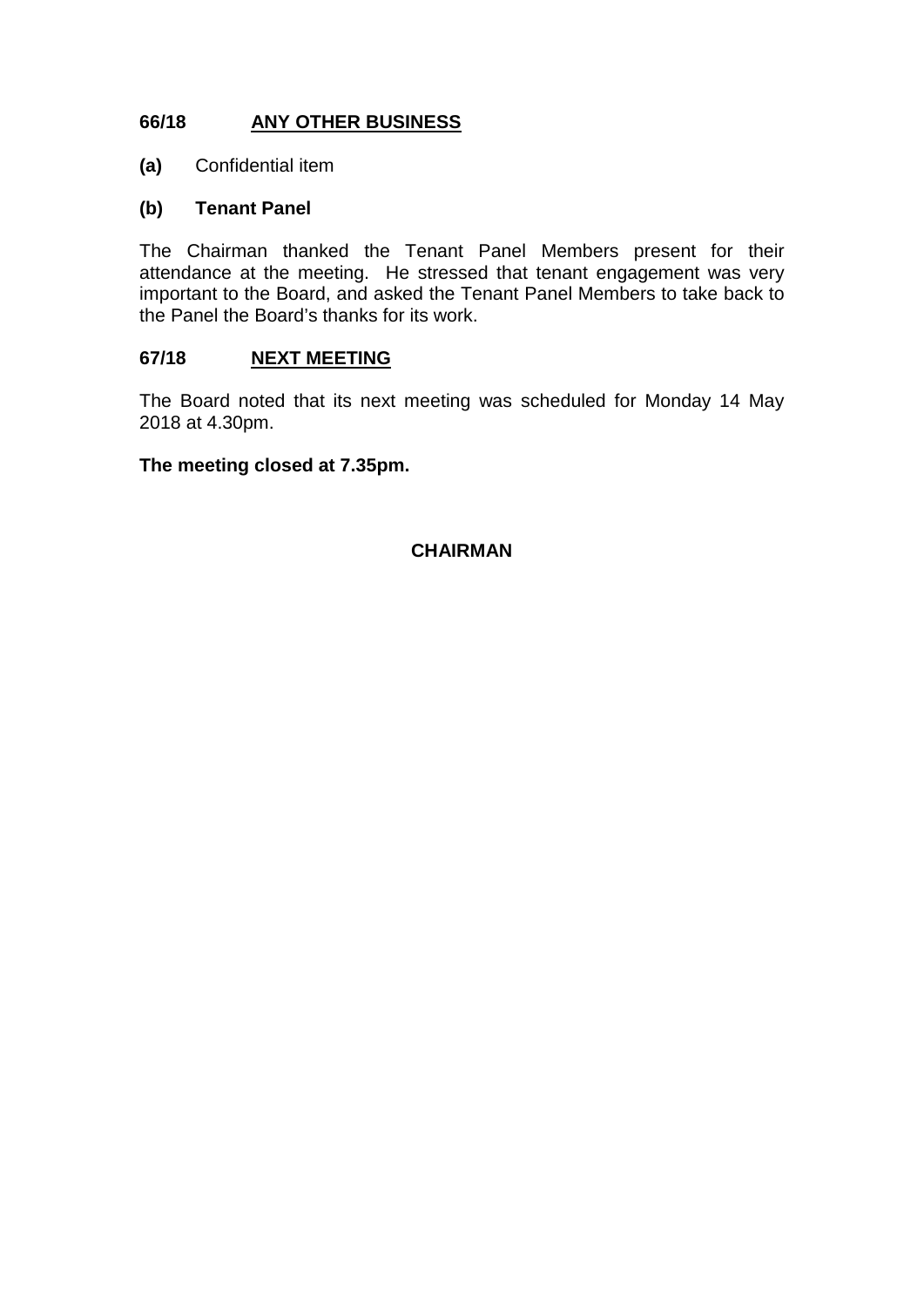## 66/18 ANY OTHER BUSINESS

**(a)** Confidential item

**(b) Tenant Panel**

The Chairman thanked the Tenant Panel Members present for their attendance at the meeting. He stressed that tenant engagement was very important to the Board, and asked the Tenant Panel Members to take back to the Panel the Board's thanks for its work.

## 67/18 NEXT MEETING

The Board noted that its next meeting was scheduled for Monday 14 May 2018 at 4.30pm.

**The meeting closed at 7.35pm.**

**CHAIRMAN**